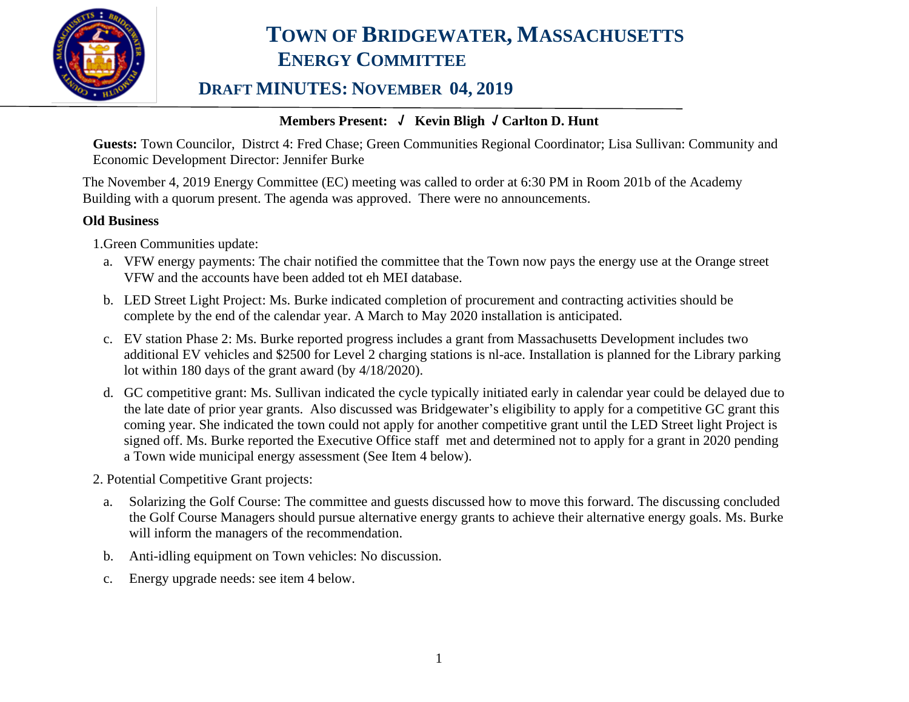# TOWN OF BRIDGEWATER, MASSACHUSETTS
## ENERGY COMMITTEE

### DRAFT MINUTES: NOVEMBER 04, 2019

**Members Present: √ Kevin Bligh √ Carlton D. Hunt**

**Guests:** Town Councilor, Distrct 4: Fred Chase; Green Communities Regional Coordinator; Lisa Sullivan: Community and Economic Development Director: Jennifer Burke

The November 4, 2019 Energy Committee (EC) meeting was called to order at 6:30 PM in Room 201b of the Academy Building with a quorum present. The agenda was approved. There were no announcements.

**Old Business**

1.Green Communities update:

a. VFW energy payments: The chair notified the committee that the Town now pays the energy use at the Orange street VFW and the accounts have been added tot eh MEI database.

b. LED Street Light Project: Ms. Burke indicated completion of procurement and contracting activities should be complete by the end of the calendar year. A March to May 2020 installation is anticipated.

c. EV station Phase 2: Ms. Burke reported progress includes a grant from Massachusetts Development includes two additional EV vehicles and $2500 for Level 2 charging stations is nl-ace. Installation is planned for the Library parking lot within 180 days of the grant award (by 4/18/2020).

d. GC competitive grant: Ms. Sullivan indicated the cycle typically initiated early in calendar year could be delayed due to the late date of prior year grants. Also discussed was Bridgewater's eligibility to apply for a competitive GC grant this coming year. She indicated the town could not apply for another competitive grant until the LED Street light Project is signed off. Ms. Burke reported the Executive Office staff met and determined not to apply for a grant in 2020 pending a Town wide municipal energy assessment (See Item 4 below).

2. Potential Competitive Grant projects:

a. Solarizing the Golf Course: The committee and guests discussed how to move this forward. The discussing concluded the Golf Course Managers should pursue alternative energy grants to achieve their alternative energy goals. Ms. Burke will inform the managers of the recommendation.

b. Anti-idling equipment on Town vehicles: No discussion.

c. Energy upgrade needs: see item 4 below.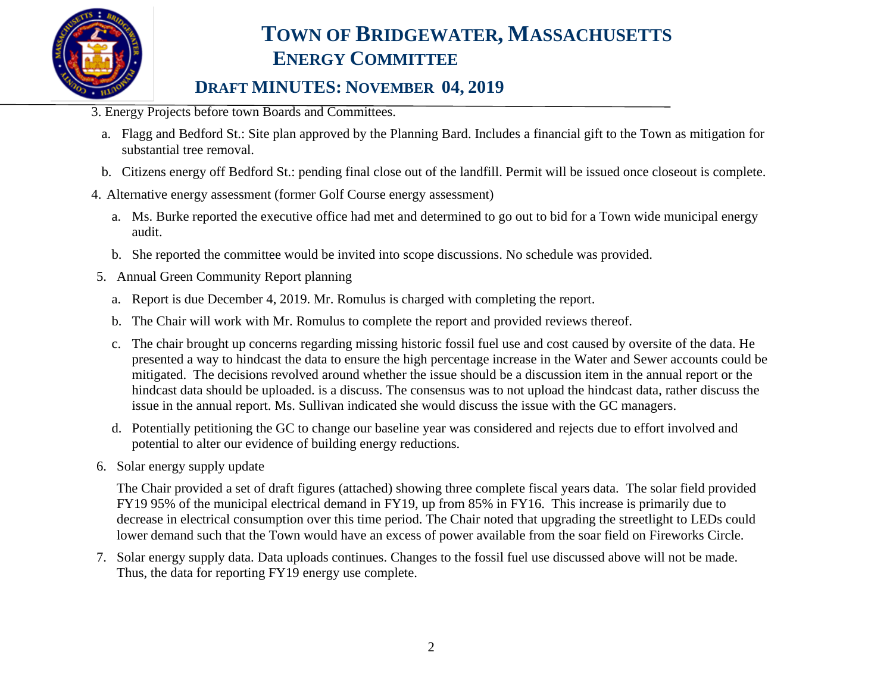# TOWN OF BRIDGEWATER, MASSACHUSETTS
## ENERGY COMMITTEE

### DRAFT MINUTES: NOVEMBER 04, 2019

3. Energy Projects before town Boards and Committees.

   a. Flagg and Bedford St.: Site plan approved by the Planning Bard. Includes a financial gift to the Town as mitigation for substantial tree removal.

   b. Citizens energy off Bedford St.: pending final close out of the landfill. Permit will be issued once closeout is complete.

4. Alternative energy assessment (former Golf Course energy assessment)

   a. Ms. Burke reported the executive office had met and determined to go out to bid for a Town wide municipal energy audit.

   b. She reported the committee would be invited into scope discussions. No schedule was provided.

5. Annual Green Community Report planning

   a. Report is due December 4, 2019. Mr. Romulus is charged with completing the report.

   b. The Chair will work with Mr. Romulus to complete the report and provided reviews thereof.

   c. The chair brought up concerns regarding missing historic fossil fuel use and cost caused by oversite of the data. He presented a way to hindcast the data to ensure the high percentage increase in the Water and Sewer accounts could be mitigated. The decisions revolved around whether the issue should be a discussion item in the annual report or the hindcast data should be uploaded. is a discuss. The consensus was to not upload the hindcast data, rather discuss the issue in the annual report. Ms. Sullivan indicated she would discuss the issue with the GC managers.

   d. Potentially petitioning the GC to change our baseline year was considered and rejects due to effort involved and potential to alter our evidence of building energy reductions.

6. Solar energy supply update

   The Chair provided a set of draft figures (attached) showing three complete fiscal years data. The solar field provided FY19 95% of the municipal electrical demand in FY19, up from 85% in FY16. This increase is primarily due to decrease in electrical consumption over this time period. The Chair noted that upgrading the streetlight to LEDs could lower demand such that the Town would have an excess of power available from the soar field on Fireworks Circle.

7. Solar energy supply data. Data uploads continues. Changes to the fossil fuel use discussed above will not be made. Thus, the data for reporting FY19 energy use complete.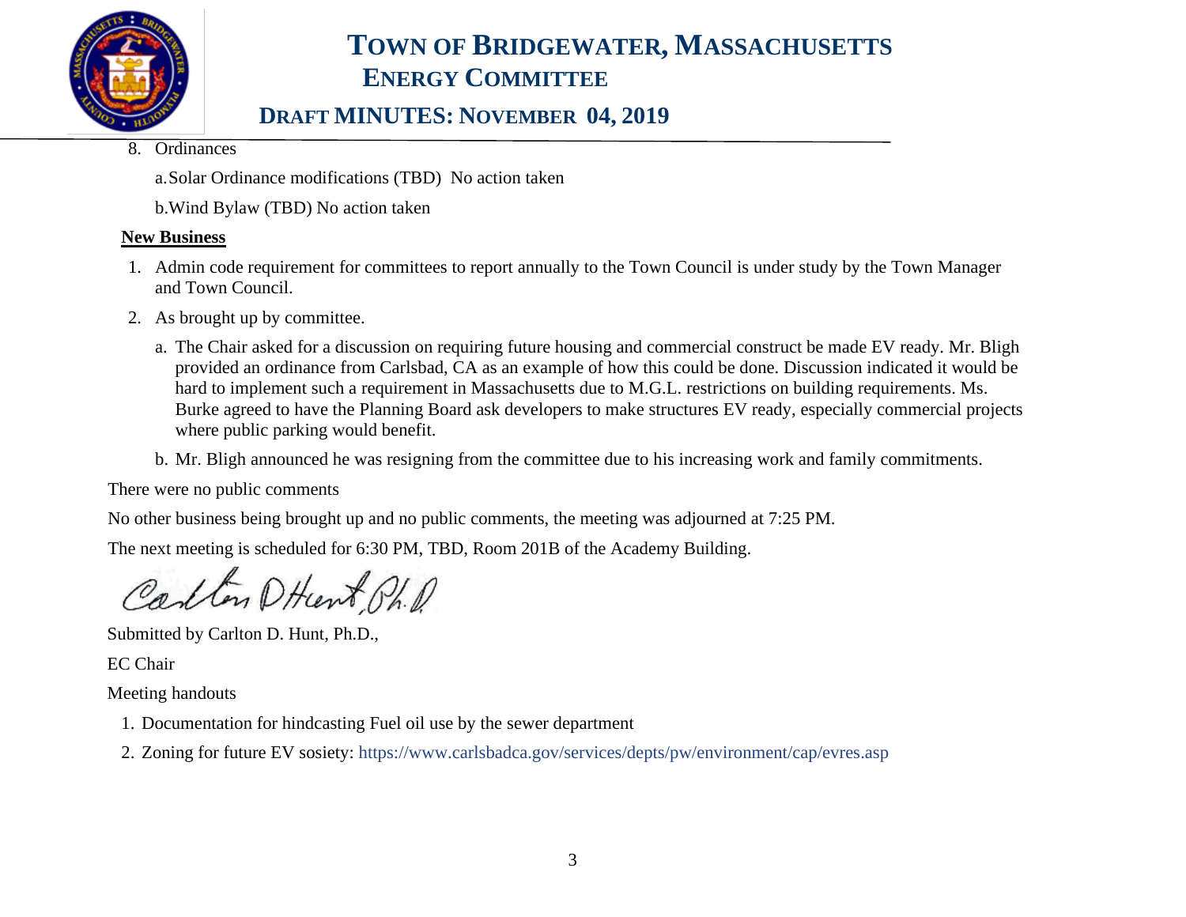8. Ordinances

    a. Solar Ordinance modifications (TBD) No action taken

    b. Wind Bylaw (TBD) No action taken

**New Business**

1. Admin code requirement for committees to report annually to the Town Council is under study by the Town Manager and Town Council.
2. As brought up by committee.
    a. The Chair asked for a discussion on requiring future housing and commercial construct be made EV ready. Mr. Bligh provided an ordinance from Carlsbad, CA as an example of how this could be done. Discussion indicated it would be hard to implement such a requirement in Massachusetts due to M.G.L. restrictions on building requirements. Ms. Burke agreed to have the Planning Board ask developers to make structures EV ready, especially commercial projects where public parking would benefit.
    b. Mr. Bligh announced he was resigning from the committee due to his increasing work and family commitments.

There were no public comments

No other business being brought up and no public comments, the meeting was adjourned at 7:25 PM.

The next meeting is scheduled for 6:30 PM, TBD, Room 201B of the Academy Building.

Carlton D Hunt, Ph.D

Submitted by Carlton D. Hunt, Ph.D.,

EC Chair

Meeting handouts

1. Documentation for hindcasting Fuel oil use by the sewer department
2. Zoning for future EV sosiety: https://www.carlsbadca.gov/services/depts/pw/environment/cap/evres.asp